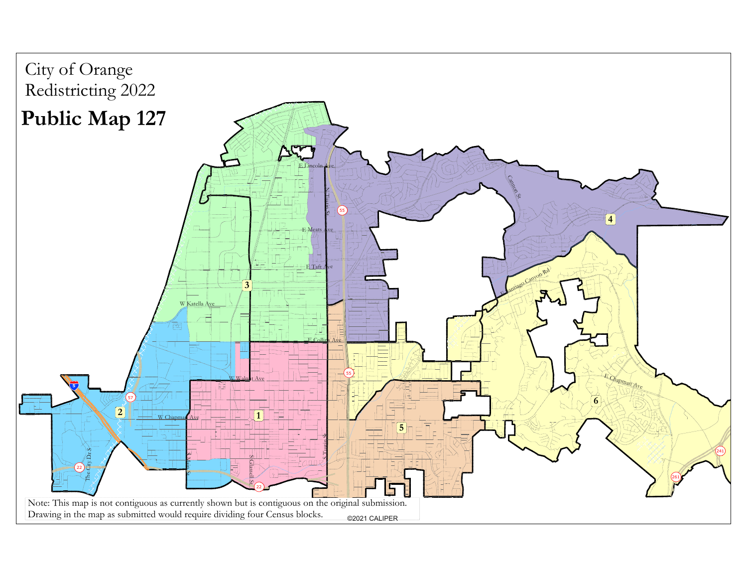City of Orange
Redistricting 2022

# Public Map 127

Note: This map is not contiguous as currently shown but is contiguous on the original submission. Drawing in the map as submitted would require dividing four Census blocks.

©2021 CALIPER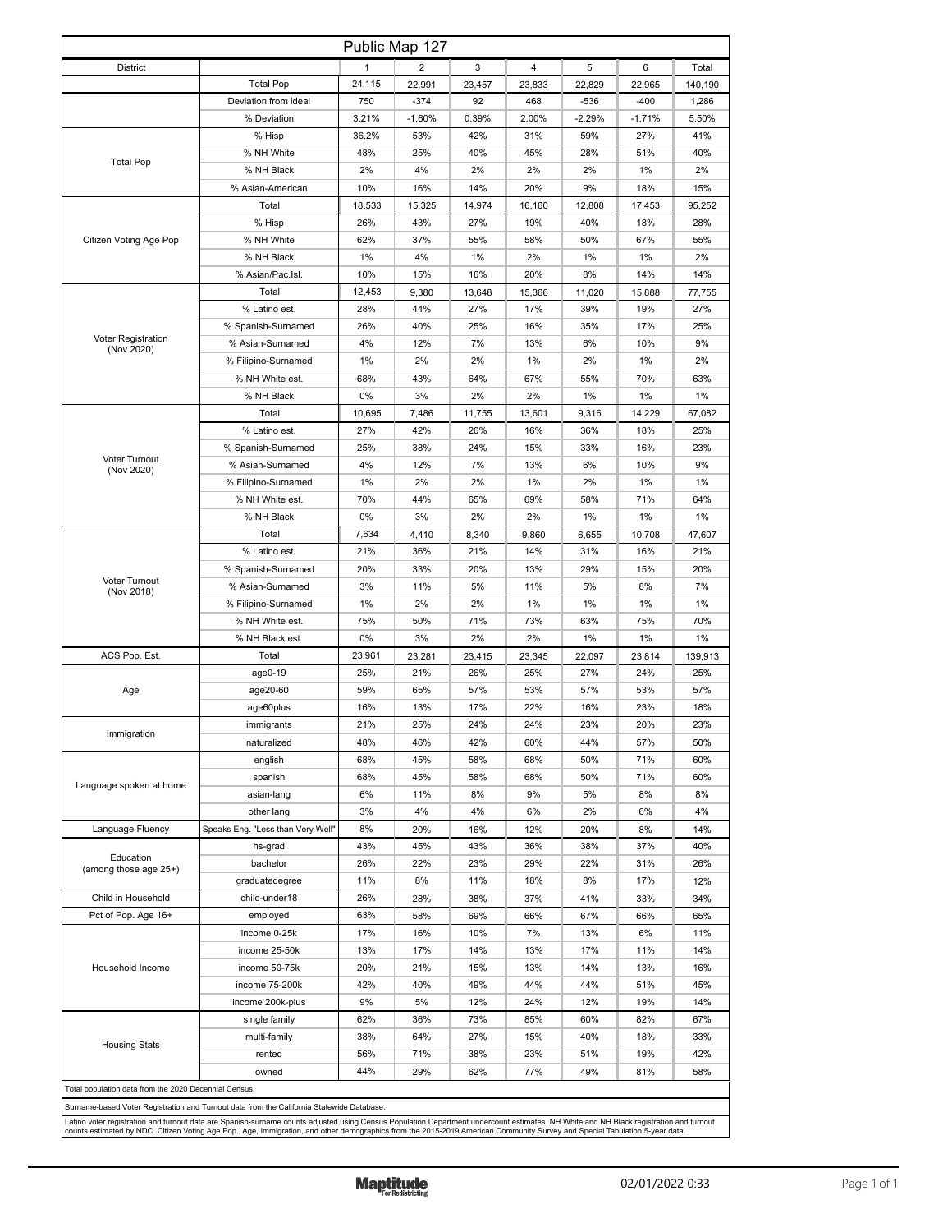## Public Map 127

| District | | 1 | 2 | 3 | 4 | 5 | 6 | Total |
|---|---|---|---|---|---|---|---|---|
| | Total Pop | 24,115 | 22,991 | 23,457 | 23,833 | 22,829 | 22,965 | 140,190 |
| | Deviation from ideal | 750 | -374 | 92 | 468 | -536 | -400 | 1,286 |
| | % Deviation | 3.21% | -1.60% | 0.39% | 2.00% | -2.29% | -1.71% | 5.50% |
| Total Pop | % Hisp | 36.2% | 53% | 42% | 31% | 59% | 27% | 41% |
| | % NH White | 48% | 25% | 40% | 45% | 28% | 51% | 40% |
| | % NH Black | 2% | 4% | 2% | 2% | 2% | 1% | 2% |
| | % Asian-American | 10% | 16% | 14% | 20% | 9% | 18% | 15% |
| Citizen Voting Age Pop | Total | 18,533 | 15,325 | 14,974 | 16,160 | 12,808 | 17,453 | 95,252 |
| | % Hisp | 26% | 43% | 27% | 19% | 40% | 18% | 28% |
| | % NH White | 62% | 37% | 55% | 58% | 50% | 67% | 55% |
| | % NH Black | 1% | 4% | 1% | 2% | 1% | 1% | 2% |
| | % Asian/Pac.Isl. | 10% | 15% | 16% | 20% | 8% | 14% | 14% |
| Voter Registration (Nov 2020) | Total | 12,453 | 9,380 | 13,648 | 15,366 | 11,020 | 15,888 | 77,755 |
| | % Latino est. | 28% | 44% | 27% | 17% | 39% | 19% | 27% |
| | % Spanish-Surnamed | 26% | 40% | 25% | 16% | 35% | 17% | 25% |
| | % Asian-Surnamed | 4% | 12% | 7% | 13% | 6% | 10% | 9% |
| | % Filipino-Surnamed | 1% | 2% | 2% | 1% | 2% | 1% | 2% |
| | % NH White est. | 68% | 43% | 64% | 67% | 55% | 70% | 63% |
| | % NH Black | 0% | 3% | 2% | 2% | 1% | 1% | 1% |
| Voter Turnout (Nov 2020) | Total | 10,695 | 7,486 | 11,755 | 13,601 | 9,316 | 14,229 | 67,082 |
| | % Latino est. | 27% | 42% | 26% | 16% | 36% | 18% | 25% |
| | % Spanish-Surnamed | 25% | 38% | 24% | 15% | 33% | 16% | 23% |
| | % Asian-Surnamed | 4% | 12% | 7% | 13% | 6% | 10% | 9% |
| | % Filipino-Surnamed | 1% | 2% | 2% | 1% | 2% | 1% | 1% |
| | % NH White est. | 70% | 44% | 65% | 69% | 58% | 71% | 64% |
| | % NH Black | 0% | 3% | 2% | 2% | 1% | 1% | 1% |
| Voter Turnout (Nov 2018) | Total | 7,634 | 4,410 | 8,340 | 9,860 | 6,655 | 10,708 | 47,607 |
| | % Latino est. | 21% | 36% | 21% | 14% | 31% | 16% | 21% |
| | % Spanish-Surnamed | 20% | 33% | 20% | 13% | 29% | 15% | 20% |
| | % Asian-Surnamed | 3% | 11% | 5% | 11% | 5% | 8% | 7% |
| | % Filipino-Surnamed | 1% | 2% | 2% | 1% | 1% | 1% | 1% |
| | % NH White est. | 75% | 50% | 71% | 73% | 63% | 75% | 70% |
| | % NH Black est. | 0% | 3% | 2% | 2% | 1% | 1% | 1% |
| ACS Pop. Est. | Total | 23,961 | 23,281 | 23,415 | 23,345 | 22,097 | 23,814 | 139,913 |
| Age | age0-19 | 25% | 21% | 26% | 25% | 27% | 24% | 25% |
| | age20-60 | 59% | 65% | 57% | 53% | 57% | 53% | 57% |
| | age60plus | 16% | 13% | 17% | 22% | 16% | 23% | 18% |
| Immigration | immigrants | 21% | 25% | 24% | 24% | 23% | 20% | 23% |
| | naturalized | 48% | 46% | 42% | 60% | 44% | 57% | 50% |
| Language spoken at home | english | 68% | 45% | 58% | 68% | 50% | 71% | 60% |
| | spanish | 68% | 45% | 58% | 68% | 50% | 71% | 60% |
| | asian-lang | 6% | 11% | 8% | 9% | 5% | 8% | 8% |
| | other lang | 3% | 4% | 4% | 6% | 2% | 6% | 4% |
| Language Fluency | Speaks Eng. "Less than Very Well" | 8% | 20% | 16% | 12% | 20% | 8% | 14% |
| Education (among those age 25+) | hs-grad | 43% | 45% | 43% | 36% | 38% | 37% | 40% |
| | bachelor | 26% | 22% | 23% | 29% | 22% | 31% | 26% |
| | graduatedegree | 11% | 8% | 11% | 18% | 8% | 17% | 12% |
| Child in Household | child-under18 | 26% | 28% | 38% | 37% | 41% | 33% | 34% |
| Pct of Pop. Age 16+ | employed | 63% | 58% | 69% | 66% | 67% | 66% | 65% |
| Household Income | income 0-25k | 17% | 16% | 10% | 7% | 13% | 6% | 11% |
| | income 25-50k | 13% | 17% | 14% | 13% | 17% | 11% | 14% |
| | income 50-75k | 20% | 21% | 15% | 13% | 14% | 13% | 16% |
| | income 75-200k | 42% | 40% | 49% | 44% | 44% | 51% | 45% |
| | income 200k-plus | 9% | 5% | 12% | 24% | 12% | 19% | 14% |
| Housing Stats | single family | 62% | 36% | 73% | 85% | 60% | 82% | 67% |
| | multi-family | 38% | 64% | 27% | 15% | 40% | 18% | 33% |
| | rented | 56% | 71% | 38% | 23% | 51% | 19% | 42% |
| | owned | 44% | 29% | 62% | 77% | 49% | 81% | 58% |

Total population data from the 2020 Decennial Census.

Surname-based Voter Registration and Turnout data from the California Statewide Database.

Latino voter registration and turnout data are Spanish-surname counts adjusted using Census Population Department undercount estimates. NH White and NH Black registration and turnout counts estimated by NDC. Citizen Voting Age Pop., Age, Immigration, and other demographics from the 2015-2019 American Community Survey and Special Tabulation 5-year data.

Maptitude For Redistricting

02/01/2022 0:33